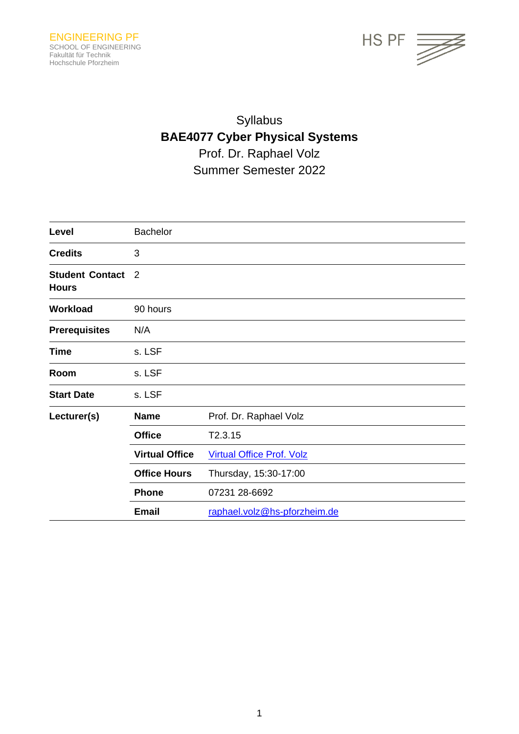ENGINEERING PF
SCHOOL OF ENGINEERING
Fakultät für Technik
Hochschule Pforzheim

HS PF

Syllabus

**BAE4077 Cyber Physical Systems**

Prof. Dr. Raphael Volz

Summer Semester 2022

| | | |
|---|---|---|
| **Level** | Bachelor | |
| **Credits** | 3 | |
| **Student Contact Hours** | 2 | |
| **Workload** | 90 hours | |
| **Prerequisites** | N/A | |
| **Time** | s. LSF | |
| **Room** | s. LSF | |
| **Start Date** | s. LSF | |
| **Lecturer(s)** | **Name** | Prof. Dr. Raphael Volz |
| | **Office** | T2.3.15 |
| | **Virtual Office** | Virtual Office Prof. Volz |
| | **Office Hours** | Thursday, 15:30-17:00 |
| | **Phone** | 07231 28-6692 |
| | **Email** | raphael.volz@hs-pforzheim.de |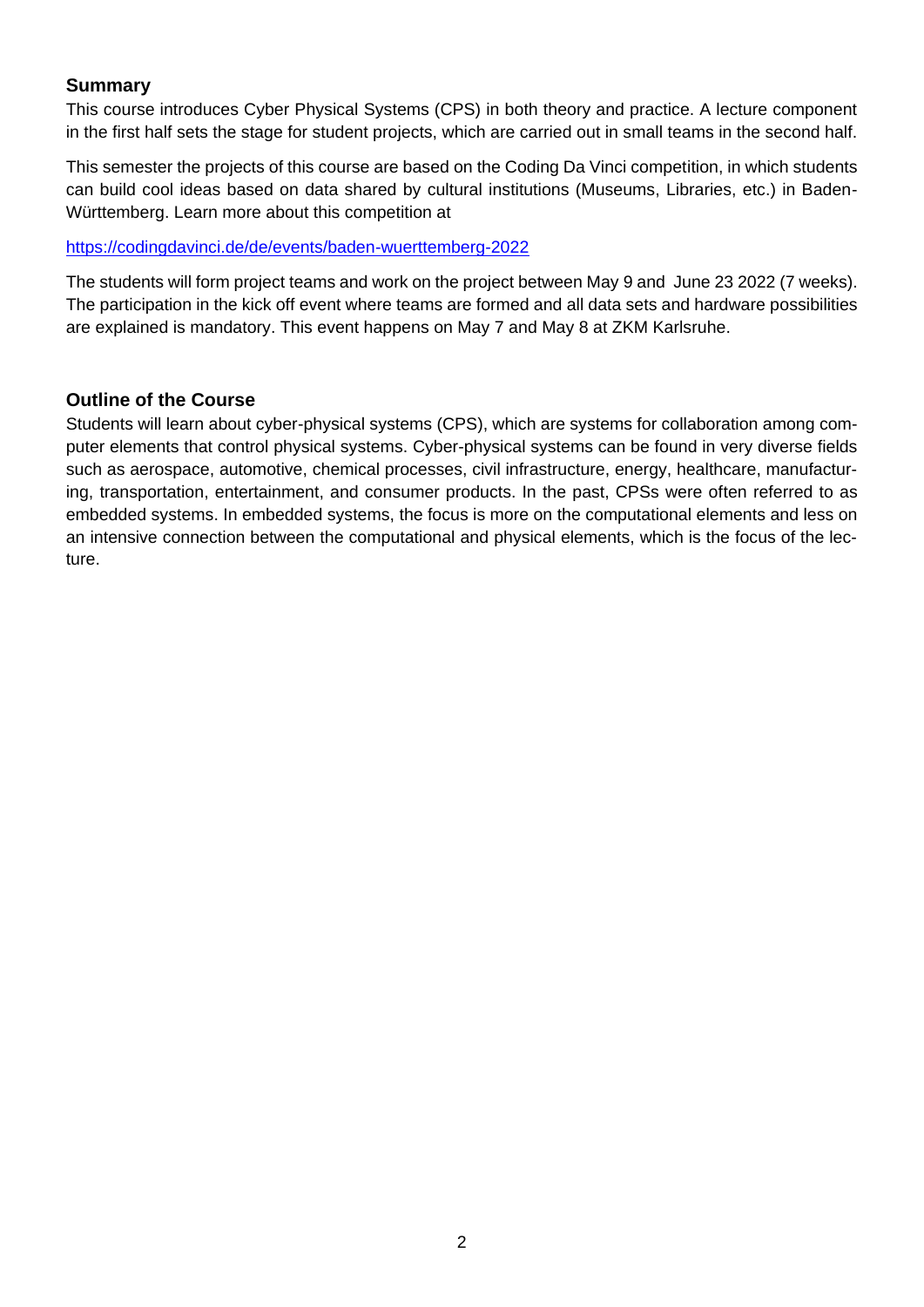## Summary

This course introduces Cyber Physical Systems (CPS) in both theory and practice. A lecture component in the first half sets the stage for student projects, which are carried out in small teams in the second half.

This semester the projects of this course are based on the Coding Da Vinci competition, in which students can build cool ideas based on data shared by cultural institutions (Museums, Libraries, etc.) in Baden-Württemberg. Learn more about this competition at

https://codingdavinci.de/de/events/baden-wuerttemberg-2022

The students will form project teams and work on the project between May 9 and June 23 2022 (7 weeks). The participation in the kick off event where teams are formed and all data sets and hardware possibilities are explained is mandatory. This event happens on May 7 and May 8 at ZKM Karlsruhe.

## Outline of the Course

Students will learn about cyber-physical systems (CPS), which are systems for collaboration among computer elements that control physical systems. Cyber-physical systems can be found in very diverse fields such as aerospace, automotive, chemical processes, civil infrastructure, energy, healthcare, manufacturing, transportation, entertainment, and consumer products. In the past, CPSs were often referred to as embedded systems. In embedded systems, the focus is more on the computational elements and less on an intensive connection between the computational and physical elements, which is the focus of the lecture.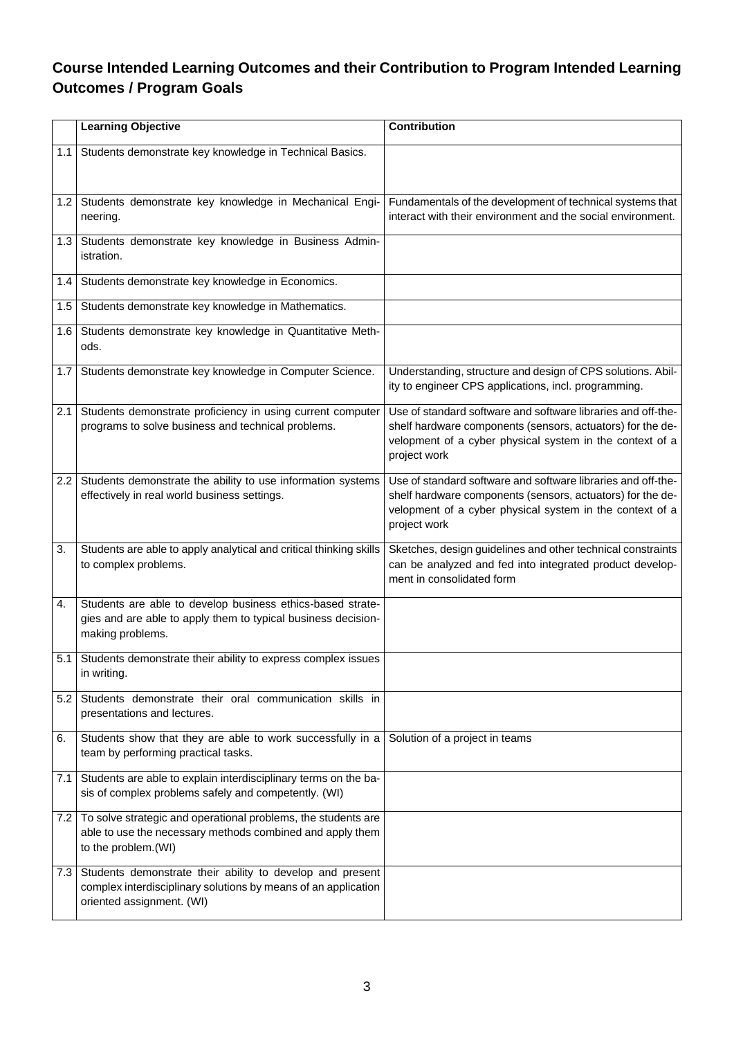## Course Intended Learning Outcomes and their Contribution to Program Intended Learning Outcomes / Program Goals

| | Learning Objective | Contribution |
|---|---|---|
| 1.1 | Students demonstrate key knowledge in Technical Basics. | |
| 1.2 | Students demonstrate key knowledge in Mechanical Engineering. | Fundamentals of the development of technical systems that interact with their environment and the social environment. |
| 1.3 | Students demonstrate key knowledge in Business Administration. | |
| 1.4 | Students demonstrate key knowledge in Economics. | |
| 1.5 | Students demonstrate key knowledge in Mathematics. | |
| 1.6 | Students demonstrate key knowledge in Quantitative Methods. | |
| 1.7 | Students demonstrate key knowledge in Computer Science. | Understanding, structure and design of CPS solutions. Ability to engineer CPS applications, incl. programming. |
| 2.1 | Students demonstrate proficiency in using current computer programs to solve business and technical problems. | Use of standard software and software libraries and off-the-shelf hardware components (sensors, actuators) for the development of a cyber physical system in the context of a project work |
| 2.2 | Students demonstrate the ability to use information systems effectively in real world business settings. | Use of standard software and software libraries and off-the-shelf hardware components (sensors, actuators) for the development of a cyber physical system in the context of a project work |
| 3. | Students are able to apply analytical and critical thinking skills to complex problems. | Sketches, design guidelines and other technical constraints can be analyzed and fed into integrated product development in consolidated form |
| 4. | Students are able to develop business ethics-based strategies and are able to apply them to typical business decision-making problems. | |
| 5.1 | Students demonstrate their ability to express complex issues in writing. | |
| 5.2 | Students demonstrate their oral communication skills in presentations and lectures. | |
| 6. | Students show that they are able to work successfully in a team by performing practical tasks. | Solution of a project in teams |
| 7.1 | Students are able to explain interdisciplinary terms on the basis of complex problems safely and competently. (WI) | |
| 7.2 | To solve strategic and operational problems, the students are able to use the necessary methods combined and apply them to the problem.(WI) | |
| 7.3 | Students demonstrate their ability to develop and present complex interdisciplinary solutions by means of an application oriented assignment. (WI) | |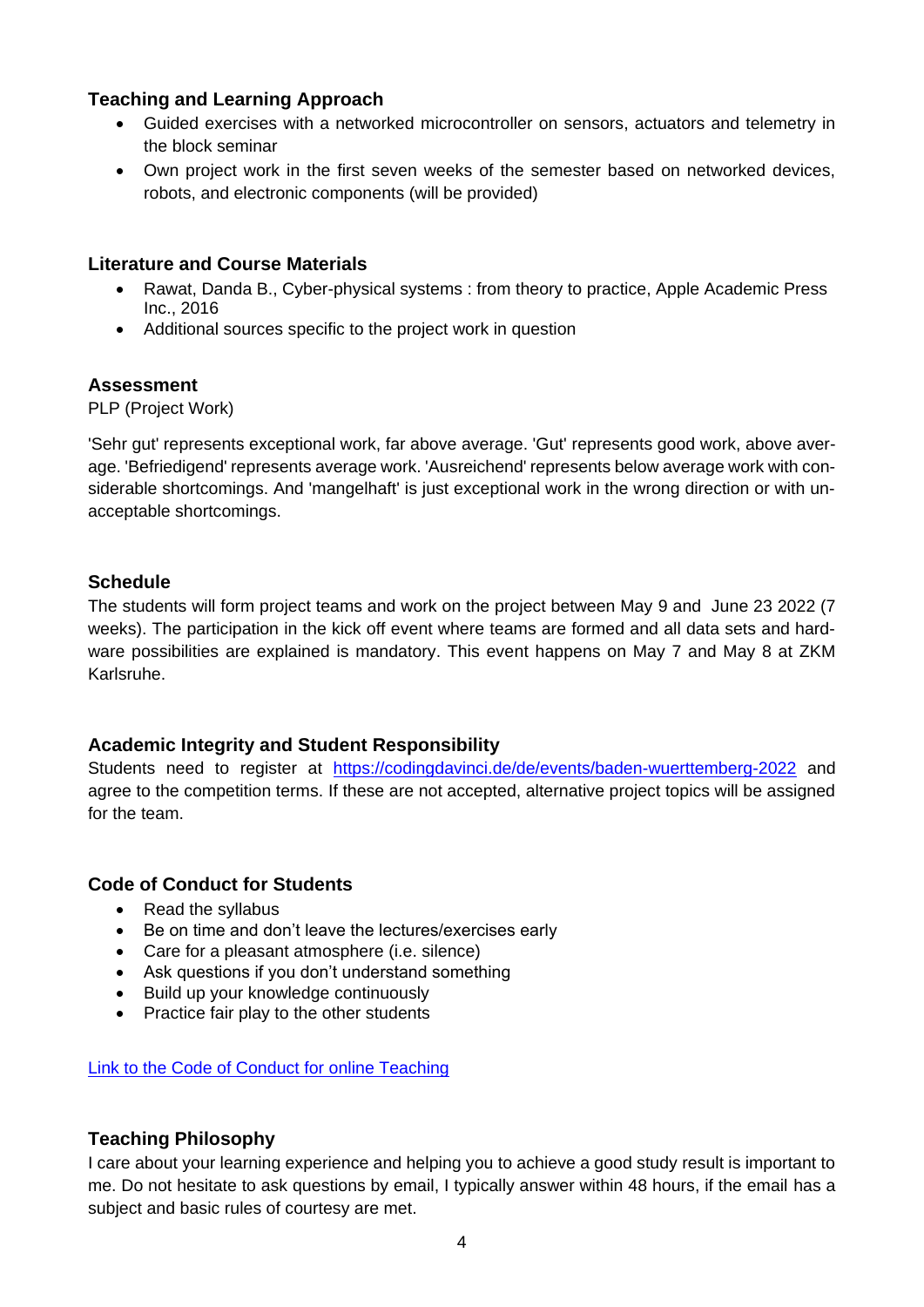### Teaching and Learning Approach

- Guided exercises with a networked microcontroller on sensors, actuators and telemetry in the block seminar
- Own project work in the first seven weeks of the semester based on networked devices, robots, and electronic components (will be provided)

### Literature and Course Materials

- Rawat, Danda B., Cyber-physical systems : from theory to practice, Apple Academic Press Inc., 2016
- Additional sources specific to the project work in question

### Assessment

PLP (Project Work)

'Sehr gut' represents exceptional work, far above average. 'Gut' represents good work, above average. 'Befriedigend' represents average work. 'Ausreichend' represents below average work with considerable shortcomings. And 'mangelhaft' is just exceptional work in the wrong direction or with unacceptable shortcomings.

### Schedule

The students will form project teams and work on the project between May 9 and June 23 2022 (7 weeks). The participation in the kick off event where teams are formed and all data sets and hardware possibilities are explained is mandatory. This event happens on May 7 and May 8 at ZKM Karlsruhe.

### Academic Integrity and Student Responsibility

Students need to register at [https://codingdavinci.de/de/events/baden-wuerttemberg-2022](https://codingdavinci.de/de/events/baden-wuerttemberg-2022) and agree to the competition terms. If these are not accepted, alternative project topics will be assigned for the team.

### Code of Conduct for Students

- Read the syllabus
- Be on time and don't leave the lectures/exercises early
- Care for a pleasant atmosphere (i.e. silence)
- Ask questions if you don't understand something
- Build up your knowledge continuously
- Practice fair play to the other students

[Link to the Code of Conduct for online Teaching]()

### Teaching Philosophy

I care about your learning experience and helping you to achieve a good study result is important to me. Do not hesitate to ask questions by email, I typically answer within 48 hours, if the email has a subject and basic rules of courtesy are met.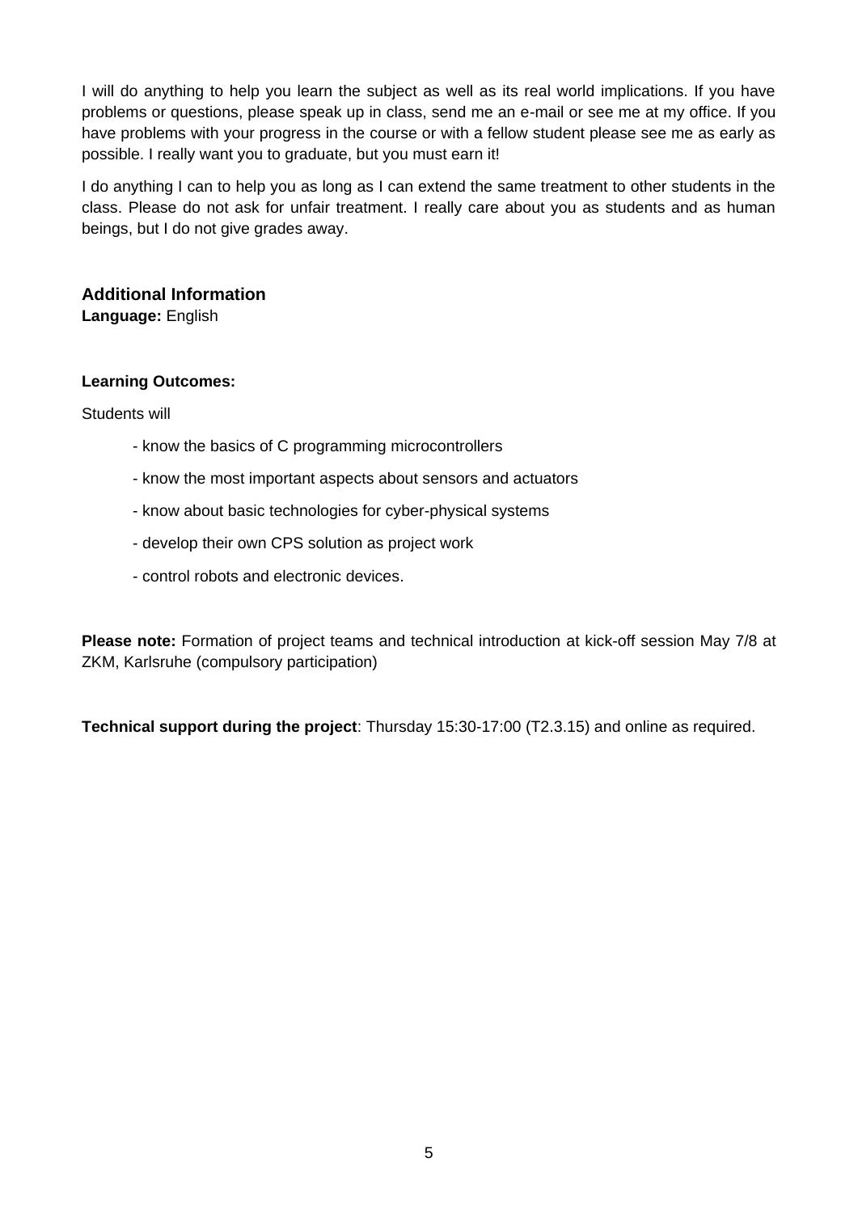I will do anything to help you learn the subject as well as its real world implications. If you have problems or questions, please speak up in class, send me an e-mail or see me at my office. If you have problems with your progress in the course or with a fellow student please see me as early as possible. I really want you to graduate, but you must earn it!

I do anything I can to help you as long as I can extend the same treatment to other students in the class. Please do not ask for unfair treatment. I really care about you as students and as human beings, but I do not give grades away.

### Additional Information

**Language:** English

**Learning Outcomes:**

Students will

- know the basics of C programming microcontrollers
- know the most important aspects about sensors and actuators
- know about basic technologies for cyber-physical systems
- develop their own CPS solution as project work
- control robots and electronic devices.

**Please note:** Formation of project teams and technical introduction at kick-off session May 7/8 at ZKM, Karlsruhe (compulsory participation)

**Technical support during the project**: Thursday 15:30-17:00 (T2.3.15) and online as required.